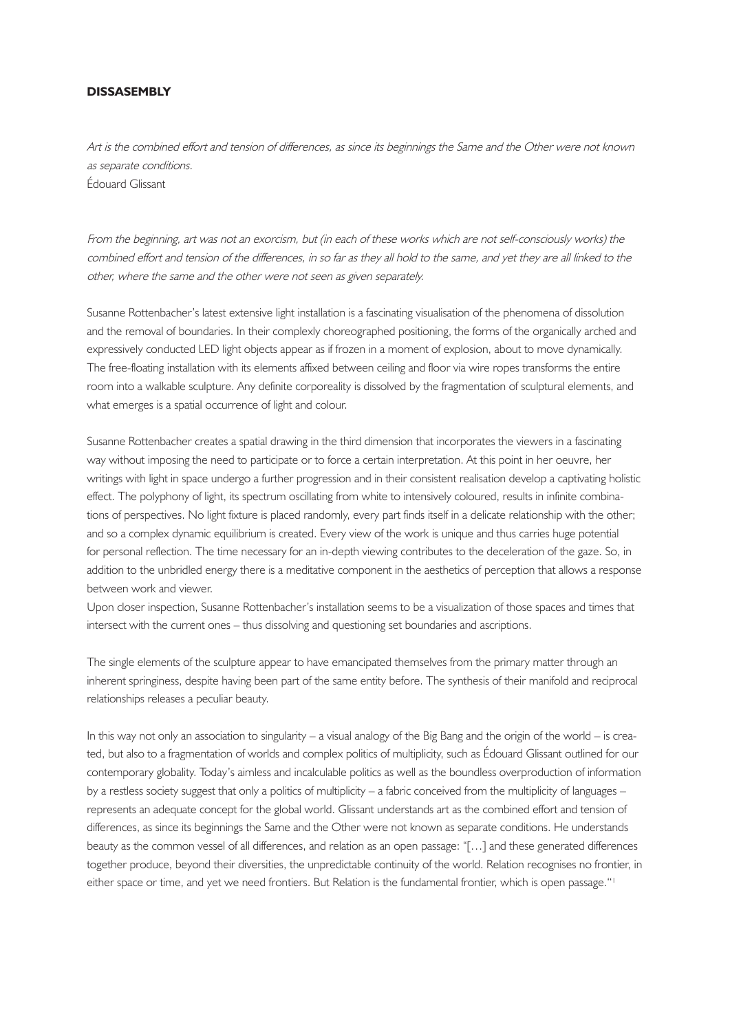**DISSASEMBLY**

*Art is the combined effort and tension of differences, as since its beginnings the Same and the Other were not known as separate conditions.*
Édouard Glissant

*From the beginning, art was not an exorcism, but (in each of these works which are not self-consciously works) the combined effort and tension of the differences, in so far as they all hold to the same, and yet they are all linked to the other, where the same and the other were not seen as given separately.*

Susanne Rottenbacher's latest extensive light installation is a fascinating visualisation of the phenomena of dissolution and the removal of boundaries. In their complexly choreographed positioning, the forms of the organically arched and expressively conducted LED light objects appear as if frozen in a moment of explosion, about to move dynamically. The free-floating installation with its elements affixed between ceiling and floor via wire ropes transforms the entire room into a walkable sculpture. Any definite corporeality is dissolved by the fragmentation of sculptural elements, and what emerges is a spatial occurrence of light and colour.

Susanne Rottenbacher creates a spatial drawing in the third dimension that incorporates the viewers in a fascinating way without imposing the need to participate or to force a certain interpretation. At this point in her oeuvre, her writings with light in space undergo a further progression and in their consistent realisation develop a captivating holistic effect. The polyphony of light, its spectrum oscillating from white to intensively coloured, results in infinite combinations of perspectives. No light fixture is placed randomly, every part finds itself in a delicate relationship with the other; and so a complex dynamic equilibrium is created. Every view of the work is unique and thus carries huge potential for personal reflection. The time necessary for an in-depth viewing contributes to the deceleration of the gaze. So, in addition to the unbridled energy there is a meditative component in the aesthetics of perception that allows a response between work and viewer.
Upon closer inspection, Susanne Rottenbacher's installation seems to be a visualization of those spaces and times that intersect with the current ones – thus dissolving and questioning set boundaries and ascriptions.

The single elements of the sculpture appear to have emancipated themselves from the primary matter through an inherent springiness, despite having been part of the same entity before. The synthesis of their manifold and reciprocal relationships releases a peculiar beauty.

In this way not only an association to singularity – a visual analogy of the Big Bang and the origin of the world – is created, but also to a fragmentation of worlds and complex politics of multiplicity, such as Édouard Glissant outlined for our contemporary globality. Today's aimless and incalculable politics as well as the boundless overproduction of information by a restless society suggest that only a politics of multiplicity – a fabric conceived from the multiplicity of languages – represents an adequate concept for the global world. Glissant understands art as the combined effort and tension of differences, as since its beginnings the Same and the Other were not known as separate conditions. He understands beauty as the common vessel of all differences, and relation as an open passage: "[…] and these generated differences together produce, beyond their diversities, the unpredictable continuity of the world. Relation recognises no frontier, in either space or time, and yet we need frontiers. But Relation is the fundamental frontier, which is open passage."[1]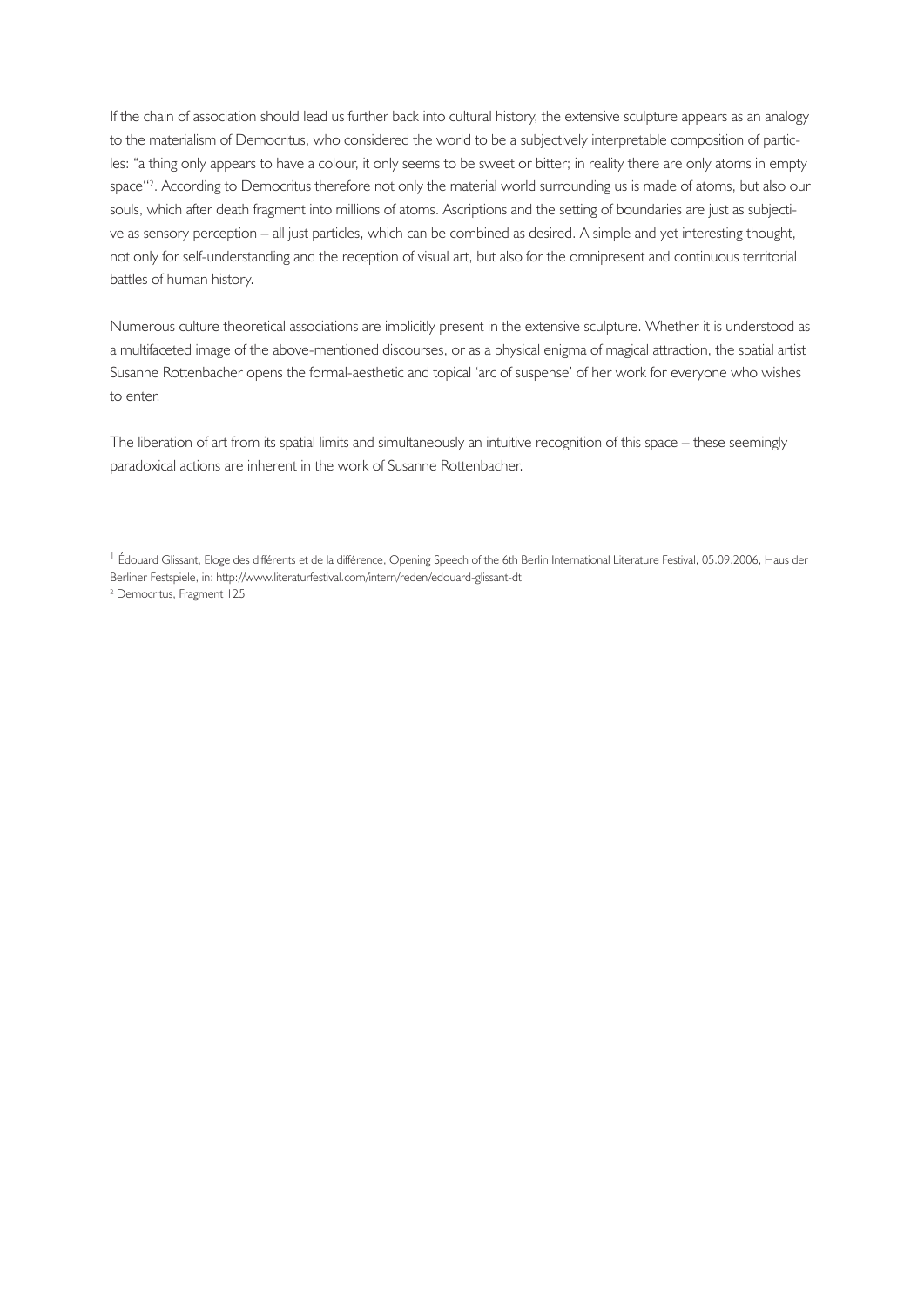If the chain of association should lead us further back into cultural history, the extensive sculpture appears as an analogy to the materialism of Democritus, who considered the world to be a subjectively interpretable composition of particles: "a thing only appears to have a colour, it only seems to be sweet or bitter; in reality there are only atoms in empty space"[2]. According to Democritus therefore not only the material world surrounding us is made of atoms, but also our souls, which after death fragment into millions of atoms. Ascriptions and the setting of boundaries are just as subjective as sensory perception – all just particles, which can be combined as desired. A simple and yet interesting thought, not only for self-understanding and the reception of visual art, but also for the omnipresent and continuous territorial battles of human history.

Numerous culture theoretical associations are implicitly present in the extensive sculpture. Whether it is understood as a multifaceted image of the above-mentioned discourses, or as a physical enigma of magical attraction, the spatial artist Susanne Rottenbacher opens the formal-aesthetic and topical 'arc of suspense' of her work for everyone who wishes to enter.

The liberation of art from its spatial limits and simultaneously an intuitive recognition of this space – these seemingly paradoxical actions are inherent in the work of Susanne Rottenbacher.

[1] Édouard Glissant, Eloge des différents et de la différence, Opening Speech of the 6th Berlin International Literature Festival, 05.09.2006, Haus der Berliner Festspiele, in: http://www.literaturfestival.com/intern/reden/edouard-glissant-dt

[2] Democritus, Fragment 125